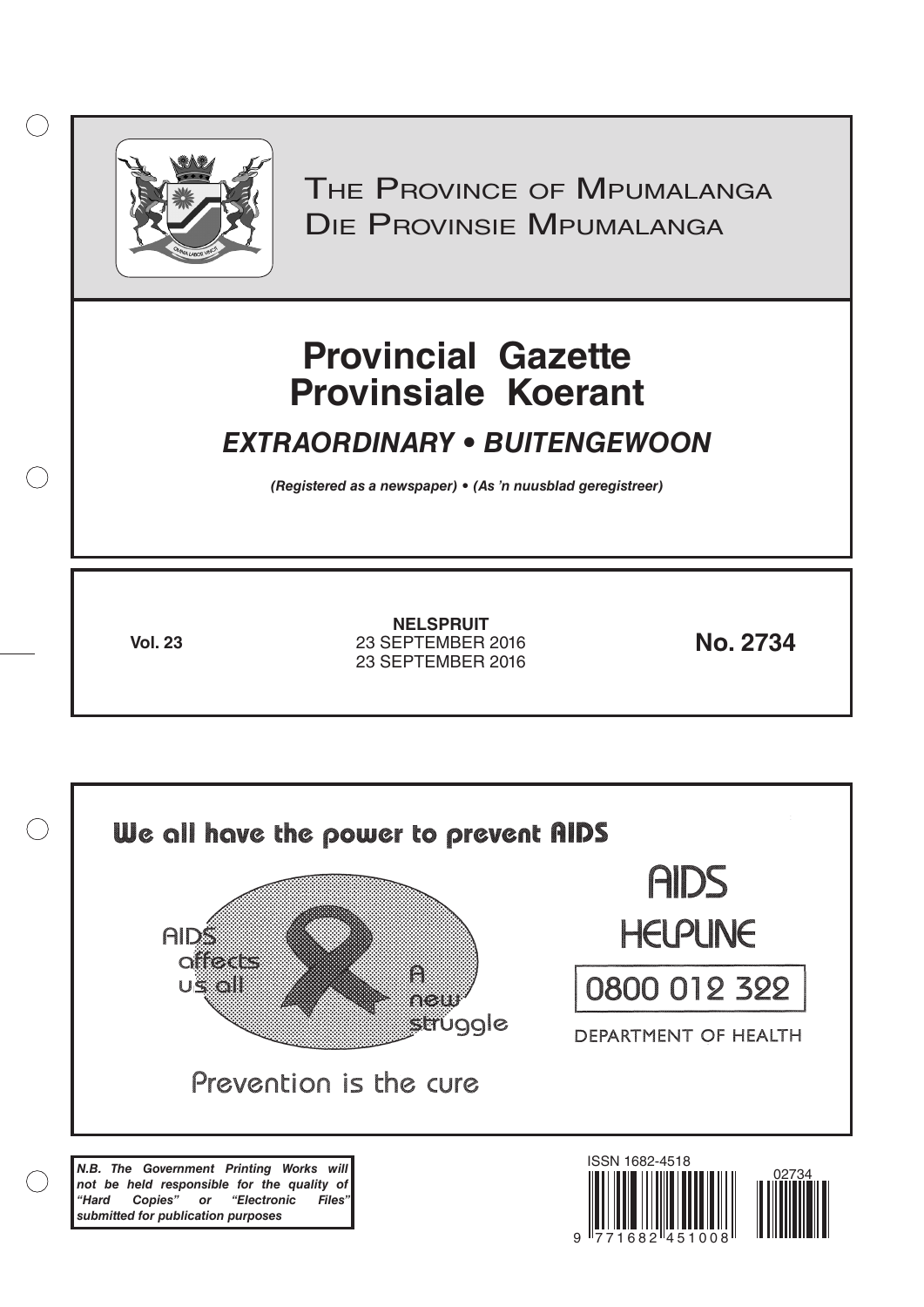# The Province of Mpumalanga
# Die Provinsie Mpumalanga

# Provincial Gazette
# Provinsiale Koerant

## *EXTRAORDINARY • BUITENGEWOON*

***(Registered as a newspaper) • (As 'n nuusblad geregistreer)***

**Vol. 23**

**NELSPRUIT**
23 SEPTEMBER 2016
23 SEPTEMBER 2016

**No. 2734**

We all have the power to prevent AIDS

AIDS affects us all

A new struggle

Prevention is the cure

AIDS HELPLINE

0800 012 322

DEPARTMENT OF HEALTH

***N.B. The Government Printing Works will not be held responsible for the quality of "Hard Copies" or "Electronic Files" submitted for publication purposes***

ISSN 1682-4518

02734

9 771682 451008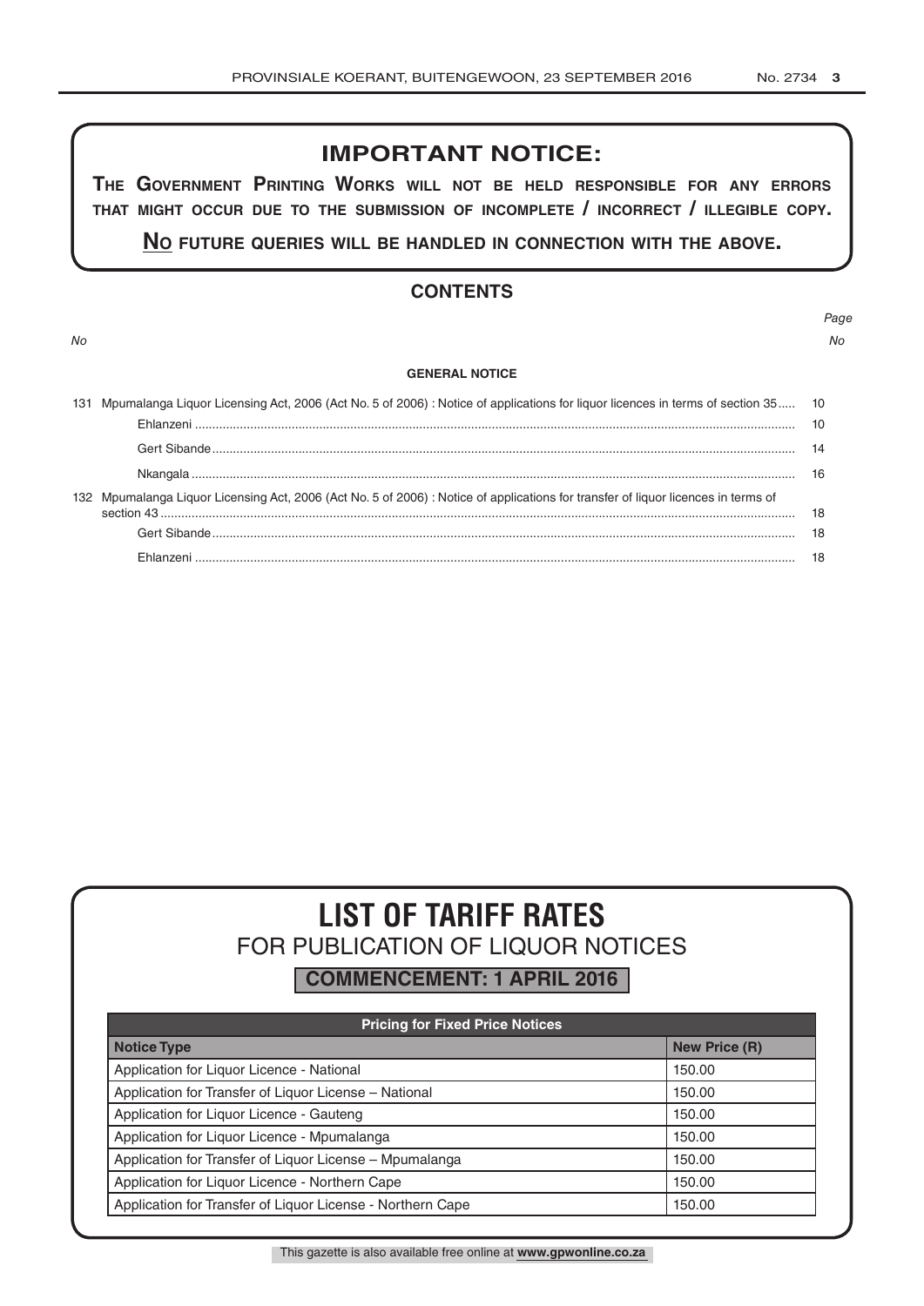## IMPORTANT NOTICE:

**THE GOVERNMENT PRINTING WORKS WILL NOT BE HELD RESPONSIBLE FOR ANY ERRORS THAT MIGHT OCCUR DUE TO THE SUBMISSION OF INCOMPLETE / INCORRECT / ILLEGIBLE COPY.**

**NO FUTURE QUERIES WILL BE HANDLED IN CONNECTION WITH THE ABOVE.**

## CONTENTS

| *No* | | *Page No* |
|---|---|---|
| | **GENERAL NOTICE** | |
| 131 | Mpumalanga Liquor Licensing Act, 2006 (Act No. 5 of 2006) : Notice of applications for liquor licences in terms of section 35 | 10 |
| | Ehlanzeni | 10 |
| | Gert Sibande | 14 |
| | Nkangala | 16 |
| 132 | Mpumalanga Liquor Licensing Act, 2006 (Act No. 5 of 2006) : Notice of applications for transfer of liquor licences in terms of section 43 | 18 |
| | Gert Sibande | 18 |
| | Ehlanzeni | 18 |

# LIST OF TARIFF RATES

## FOR PUBLICATION OF LIQUOR NOTICES

**COMMENCEMENT: 1 APRIL 2016**

| Pricing for Fixed Price Notices | |
|---|---|
| **Notice Type** | **New Price (R)** |
| Application for Liquor Licence - National | 150.00 |
| Application for Transfer of Liquor License – National | 150.00 |
| Application for Liquor Licence - Gauteng | 150.00 |
| Application for Liquor Licence - Mpumalanga | 150.00 |
| Application for Transfer of Liquor License – Mpumalanga | 150.00 |
| Application for Liquor Licence - Northern Cape | 150.00 |
| Application for Transfer of Liquor License - Northern Cape | 150.00 |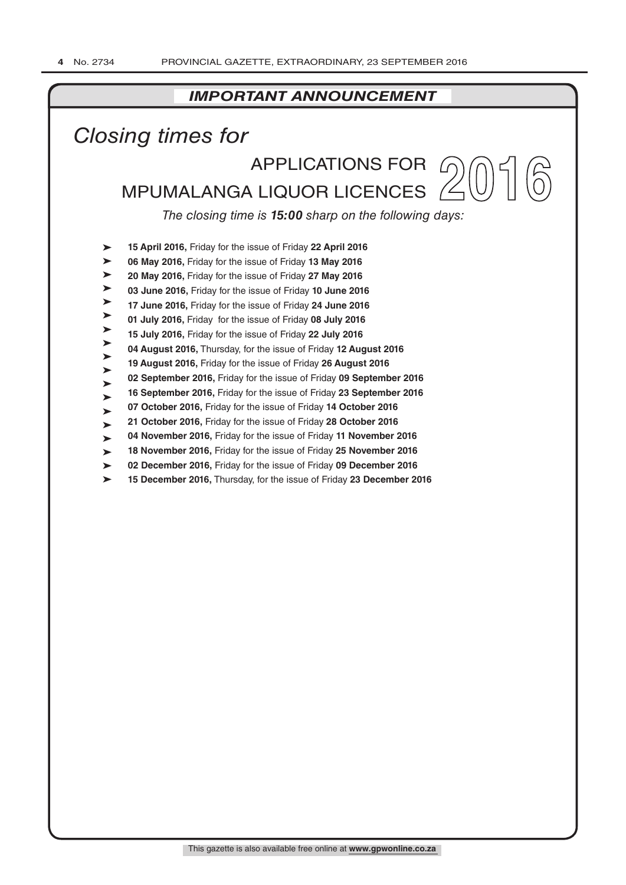## *IMPORTANT ANNOUNCEMENT*

*Closing times for*

# APPLICATIONS FOR MPUMALANGA LIQUOR LICENCES 2016

*The closing time is **15:00** sharp on the following days:*

- **15 April 2016,** Friday for the issue of Friday **22 April 2016**
- **06 May 2016,** Friday for the issue of Friday **13 May 2016**
- **20 May 2016,** Friday for the issue of Friday **27 May 2016**
- **03 June 2016,** Friday for the issue of Friday **10 June 2016**
- **17 June 2016,** Friday for the issue of Friday **24 June 2016**
- **01 July 2016,** Friday for the issue of Friday **08 July 2016**
- **15 July 2016,** Friday for the issue of Friday **22 July 2016**
- **04 August 2016,** Thursday, for the issue of Friday **12 August 2016**
- **19 August 2016,** Friday for the issue of Friday **26 August 2016**
- **02 September 2016,** Friday for the issue of Friday **09 September 2016**
- **16 September 2016,** Friday for the issue of Friday **23 September 2016**
- **07 October 2016,** Friday for the issue of Friday **14 October 2016**
- **21 October 2016,** Friday for the issue of Friday **28 October 2016**
- **04 November 2016,** Friday for the issue of Friday **11 November 2016**
- **18 November 2016,** Friday for the issue of Friday **25 November 2016**
- **02 December 2016,** Friday for the issue of Friday **09 December 2016**
- **15 December 2016,** Thursday, for the issue of Friday **23 December 2016**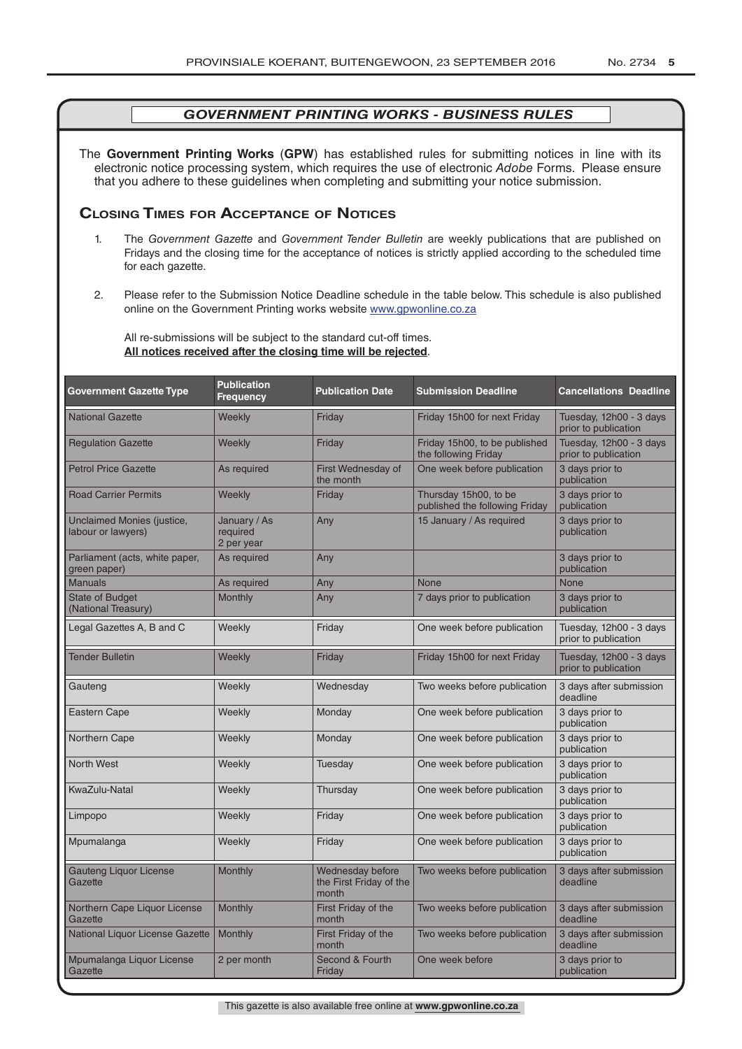## *GOVERNMENT PRINTING WORKS - BUSINESS RULES*

The **Government Printing Works** (**GPW**) has established rules for submitting notices in line with its electronic notice processing system, which requires the use of electronic *Adobe* Forms. Please ensure that you adhere to these guidelines when completing and submitting your notice submission.

### Closing Times for Acceptance of Notices

1. The *Government Gazette* and *Government Tender Bulletin* are weekly publications that are published on Fridays and the closing time for the acceptance of notices is strictly applied according to the scheduled time for each gazette.

2. Please refer to the Submission Notice Deadline schedule in the table below. This schedule is also published online on the Government Printing works website www.gpwonline.co.za

   All re-submissions will be subject to the standard cut-off times.
   **All notices received after the closing time will be rejected**.

| Government Gazette Type | Publication Frequency | Publication Date | Submission Deadline | Cancellations Deadline |
|---|---|---|---|---|
| National Gazette | Weekly | Friday | Friday 15h00 for next Friday | Tuesday, 12h00 - 3 days prior to publication |
| Regulation Gazette | Weekly | Friday | Friday 15h00, to be published the following Friday | Tuesday, 12h00 - 3 days prior to publication |
| Petrol Price Gazette | As required | First Wednesday of the month | One week before publication | 3 days prior to publication |
| Road Carrier Permits | Weekly | Friday | Thursday 15h00, to be published the following Friday | 3 days prior to publication |
| Unclaimed Monies (justice, labour or lawyers) | January / As required 2 per year | Any | 15 January / As required | 3 days prior to publication |
| Parliament (acts, white paper, green paper) | As required | Any | | 3 days prior to publication |
| Manuals | As required | Any | None | None |
| State of Budget (National Treasury) | Monthly | Any | 7 days prior to publication | 3 days prior to publication |
| Legal Gazettes A, B and C | Weekly | Friday | One week before publication | Tuesday, 12h00 - 3 days prior to publication |
| Tender Bulletin | Weekly | Friday | Friday 15h00 for next Friday | Tuesday, 12h00 - 3 days prior to publication |
| Gauteng | Weekly | Wednesday | Two weeks before publication | 3 days after submission deadline |
| Eastern Cape | Weekly | Monday | One week before publication | 3 days prior to publication |
| Northern Cape | Weekly | Monday | One week before publication | 3 days prior to publication |
| North West | Weekly | Tuesday | One week before publication | 3 days prior to publication |
| KwaZulu-Natal | Weekly | Thursday | One week before publication | 3 days prior to publication |
| Limpopo | Weekly | Friday | One week before publication | 3 days prior to publication |
| Mpumalanga | Weekly | Friday | One week before publication | 3 days prior to publication |
| Gauteng Liquor License Gazette | Monthly | Wednesday before the First Friday of the month | Two weeks before publication | 3 days after submission deadline |
| Northern Cape Liquor License Gazette | Monthly | First Friday of the month | Two weeks before publication | 3 days after submission deadline |
| National Liquor License Gazette | Monthly | First Friday of the month | Two weeks before publication | 3 days after submission deadline |
| Mpumalanga Liquor License Gazette | 2 per month | Second & Fourth Friday | One week before | 3 days prior to publication |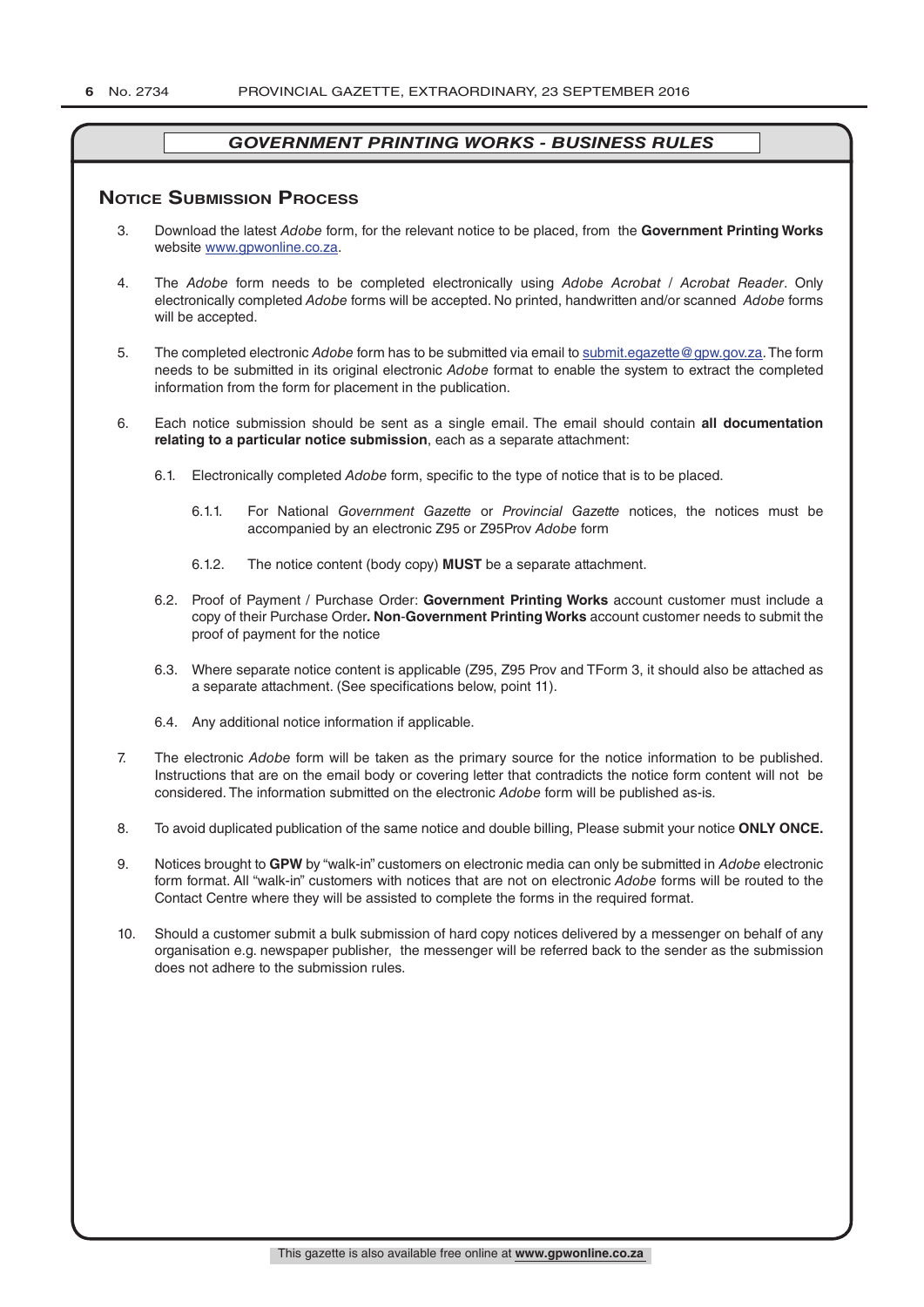## GOVERNMENT PRINTING WORKS - BUSINESS RULES

### Notice Submission Process

3. Download the latest *Adobe* form, for the relevant notice to be placed, from the **Government Printing Works** website www.gpwonline.co.za.

4. The *Adobe* form needs to be completed electronically using *Adobe Acrobat* / *Acrobat Reader*. Only electronically completed *Adobe* forms will be accepted. No printed, handwritten and/or scanned *Adobe* forms will be accepted.

5. The completed electronic *Adobe* form has to be submitted via email to submit.egazette@gpw.gov.za. The form needs to be submitted in its original electronic *Adobe* format to enable the system to extract the completed information from the form for placement in the publication.

6. Each notice submission should be sent as a single email. The email should contain **all documentation relating to a particular notice submission**, each as a separate attachment:

   6.1. Electronically completed *Adobe* form, specific to the type of notice that is to be placed.

      6.1.1. For National *Government Gazette* or *Provincial Gazette* notices, the notices must be accompanied by an electronic Z95 or Z95Prov *Adobe* form

      6.1.2. The notice content (body copy) **MUST** be a separate attachment.

   6.2. Proof of Payment / Purchase Order: **Government Printing Works** account customer must include a copy of their Purchase Order**. Non**-**Government Printing Works** account customer needs to submit the proof of payment for the notice

   6.3. Where separate notice content is applicable (Z95, Z95 Prov and TForm 3, it should also be attached as a separate attachment. (See specifications below, point 11).

   6.4. Any additional notice information if applicable.

7. The electronic *Adobe* form will be taken as the primary source for the notice information to be published. Instructions that are on the email body or covering letter that contradicts the notice form content will not be considered. The information submitted on the electronic *Adobe* form will be published as-is.

8. To avoid duplicated publication of the same notice and double billing, Please submit your notice **ONLY ONCE.**

9. Notices brought to **GPW** by "walk-in" customers on electronic media can only be submitted in *Adobe* electronic form format. All "walk-in" customers with notices that are not on electronic *Adobe* forms will be routed to the Contact Centre where they will be assisted to complete the forms in the required format.

10. Should a customer submit a bulk submission of hard copy notices delivered by a messenger on behalf of any organisation e.g. newspaper publisher, the messenger will be referred back to the sender as the submission does not adhere to the submission rules.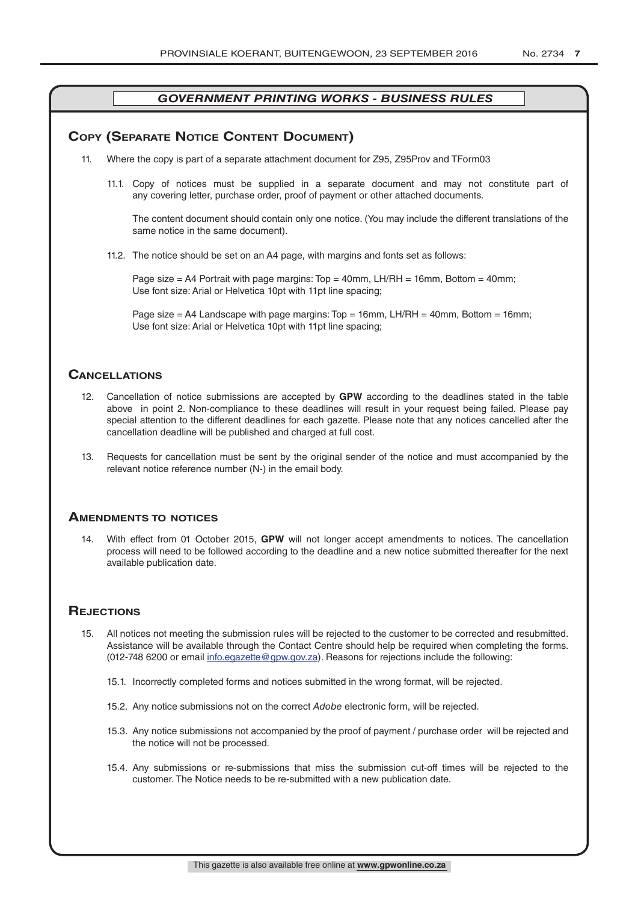## *GOVERNMENT PRINTING WORKS - BUSINESS RULES*

### Copy (Separate Notice Content Document)

11. Where the copy is part of a separate attachment document for Z95, Z95Prov and TForm03

    11.1. Copy of notices must be supplied in a separate document and may not constitute part of any covering letter, purchase order, proof of payment or other attached documents.

    The content document should contain only one notice. (You may include the different translations of the same notice in the same document).

    11.2. The notice should be set on an A4 page, with margins and fonts set as follows:

    Page size = A4 Portrait with page margins: Top = 40mm, LH/RH = 16mm, Bottom = 40mm;
    Use font size: Arial or Helvetica 10pt with 11pt line spacing;

    Page size = A4 Landscape with page margins: Top = 16mm, LH/RH = 40mm, Bottom = 16mm;
    Use font size: Arial or Helvetica 10pt with 11pt line spacing;

### Cancellations

12. Cancellation of notice submissions are accepted by **GPW** according to the deadlines stated in the table above in point 2. Non-compliance to these deadlines will result in your request being failed. Please pay special attention to the different deadlines for each gazette. Please note that any notices cancelled after the cancellation deadline will be published and charged at full cost.

13. Requests for cancellation must be sent by the original sender of the notice and must accompanied by the relevant notice reference number (N-) in the email body.

### Amendments to notices

14. With effect from 01 October 2015, **GPW** will not longer accept amendments to notices. The cancellation process will need to be followed according to the deadline and a new notice submitted thereafter for the next available publication date.

### Rejections

15. All notices not meeting the submission rules will be rejected to the customer to be corrected and resubmitted. Assistance will be available through the Contact Centre should help be required when completing the forms. (012-748 6200 or email info.egazette@gpw.gov.za). Reasons for rejections include the following:

    15.1. Incorrectly completed forms and notices submitted in the wrong format, will be rejected.

    15.2. Any notice submissions not on the correct *Adobe* electronic form, will be rejected.

    15.3. Any notice submissions not accompanied by the proof of payment / purchase order will be rejected and the notice will not be processed.

    15.4. Any submissions or re-submissions that miss the submission cut-off times will be rejected to the customer. The Notice needs to be re-submitted with a new publication date.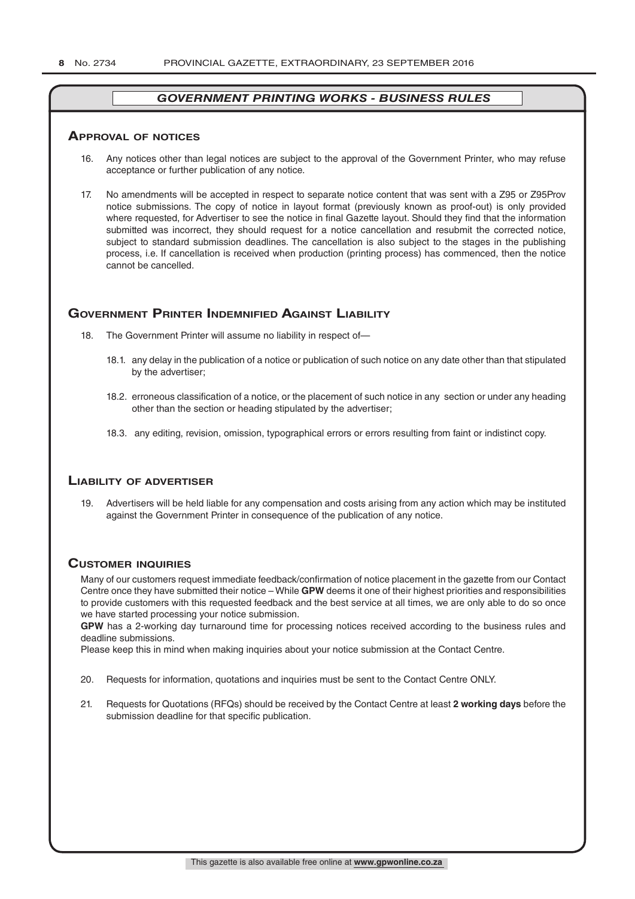## *GOVERNMENT PRINTING WORKS - BUSINESS RULES*

### Approval of notices

16. Any notices other than legal notices are subject to the approval of the Government Printer, who may refuse acceptance or further publication of any notice.

17. No amendments will be accepted in respect to separate notice content that was sent with a Z95 or Z95Prov notice submissions. The copy of notice in layout format (previously known as proof-out) is only provided where requested, for Advertiser to see the notice in final Gazette layout. Should they find that the information submitted was incorrect, they should request for a notice cancellation and resubmit the corrected notice, subject to standard submission deadlines. The cancellation is also subject to the stages in the publishing process, i.e. If cancellation is received when production (printing process) has commenced, then the notice cannot be cancelled.

### Government Printer Indemnified Against Liability

18. The Government Printer will assume no liability in respect of—

    18.1. any delay in the publication of a notice or publication of such notice on any date other than that stipulated by the advertiser;

    18.2. erroneous classification of a notice, or the placement of such notice in any section or under any heading other than the section or heading stipulated by the advertiser;

    18.3. any editing, revision, omission, typographical errors or errors resulting from faint or indistinct copy.

### Liability of advertiser

19. Advertisers will be held liable for any compensation and costs arising from any action which may be instituted against the Government Printer in consequence of the publication of any notice.

### Customer inquiries

Many of our customers request immediate feedback/confirmation of notice placement in the gazette from our Contact Centre once they have submitted their notice – While **GPW** deems it one of their highest priorities and responsibilities to provide customers with this requested feedback and the best service at all times, we are only able to do so once we have started processing your notice submission.

**GPW** has a 2-working day turnaround time for processing notices received according to the business rules and deadline submissions.

Please keep this in mind when making inquiries about your notice submission at the Contact Centre.

20. Requests for information, quotations and inquiries must be sent to the Contact Centre ONLY.

21. Requests for Quotations (RFQs) should be received by the Contact Centre at least **2 working days** before the submission deadline for that specific publication.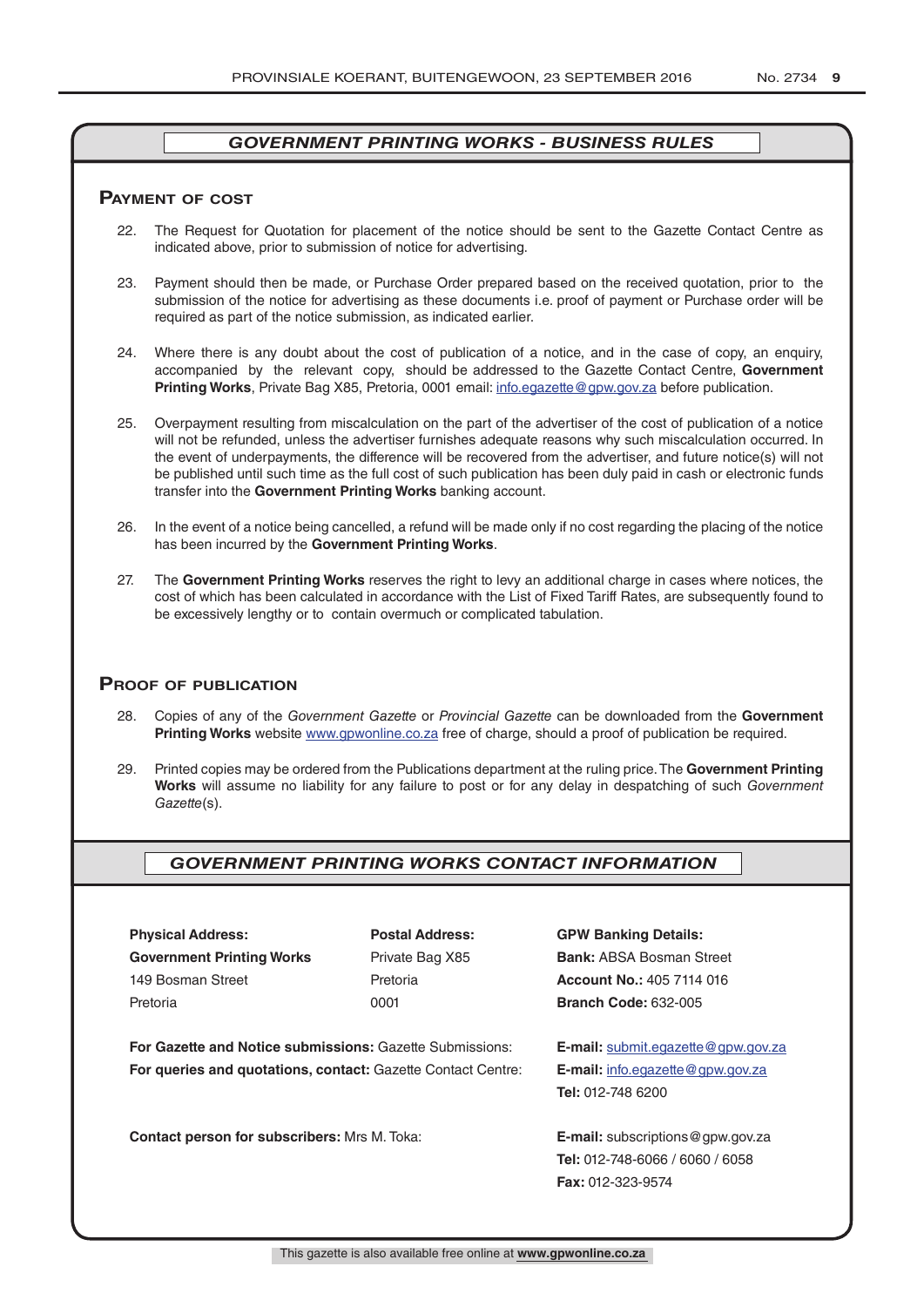## *GOVERNMENT PRINTING WORKS - BUSINESS RULES*

### Payment of cost

22. The Request for Quotation for placement of the notice should be sent to the Gazette Contact Centre as indicated above, prior to submission of notice for advertising.

23. Payment should then be made, or Purchase Order prepared based on the received quotation, prior to the submission of the notice for advertising as these documents i.e. proof of payment or Purchase order will be required as part of the notice submission, as indicated earlier.

24. Where there is any doubt about the cost of publication of a notice, and in the case of copy, an enquiry, accompanied by the relevant copy, should be addressed to the Gazette Contact Centre, **Government Printing Works**, Private Bag X85, Pretoria, 0001 email: info.egazette@gpw.gov.za before publication.

25. Overpayment resulting from miscalculation on the part of the advertiser of the cost of publication of a notice will not be refunded, unless the advertiser furnishes adequate reasons why such miscalculation occurred. In the event of underpayments, the difference will be recovered from the advertiser, and future notice(s) will not be published until such time as the full cost of such publication has been duly paid in cash or electronic funds transfer into the **Government Printing Works** banking account.

26. In the event of a notice being cancelled, a refund will be made only if no cost regarding the placing of the notice has been incurred by the **Government Printing Works**.

27. The **Government Printing Works** reserves the right to levy an additional charge in cases where notices, the cost of which has been calculated in accordance with the List of Fixed Tariff Rates, are subsequently found to be excessively lengthy or to contain overmuch or complicated tabulation.

### Proof of publication

28. Copies of any of the *Government Gazette* or *Provincial Gazette* can be downloaded from the **Government Printing Works** website www.gpwonline.co.za free of charge, should a proof of publication be required.

29. Printed copies may be ordered from the Publications department at the ruling price. The **Government Printing Works** will assume no liability for any failure to post or for any delay in despatching of such *Government Gazette*(s).

## *GOVERNMENT PRINTING WORKS CONTACT INFORMATION*

**Physical Address:**
**Government Printing Works**
149 Bosman Street
Pretoria

**Postal Address:**
Private Bag X85
Pretoria
0001

**GPW Banking Details:**
**Bank:** ABSA Bosman Street
**Account No.:** 405 7114 016
**Branch Code:** 632-005

**For Gazette and Notice submissions:** Gazette Submissions: **E-mail:** submit.egazette@gpw.gov.za

**For queries and quotations, contact:** Gazette Contact Centre: **E-mail:** info.egazette@gpw.gov.za
**Tel:** 012-748 6200

**Contact person for subscribers:** Mrs M. Toka: **E-mail:** subscriptions@gpw.gov.za
**Tel:** 012-748-6066 / 6060 / 6058
**Fax:** 012-323-9574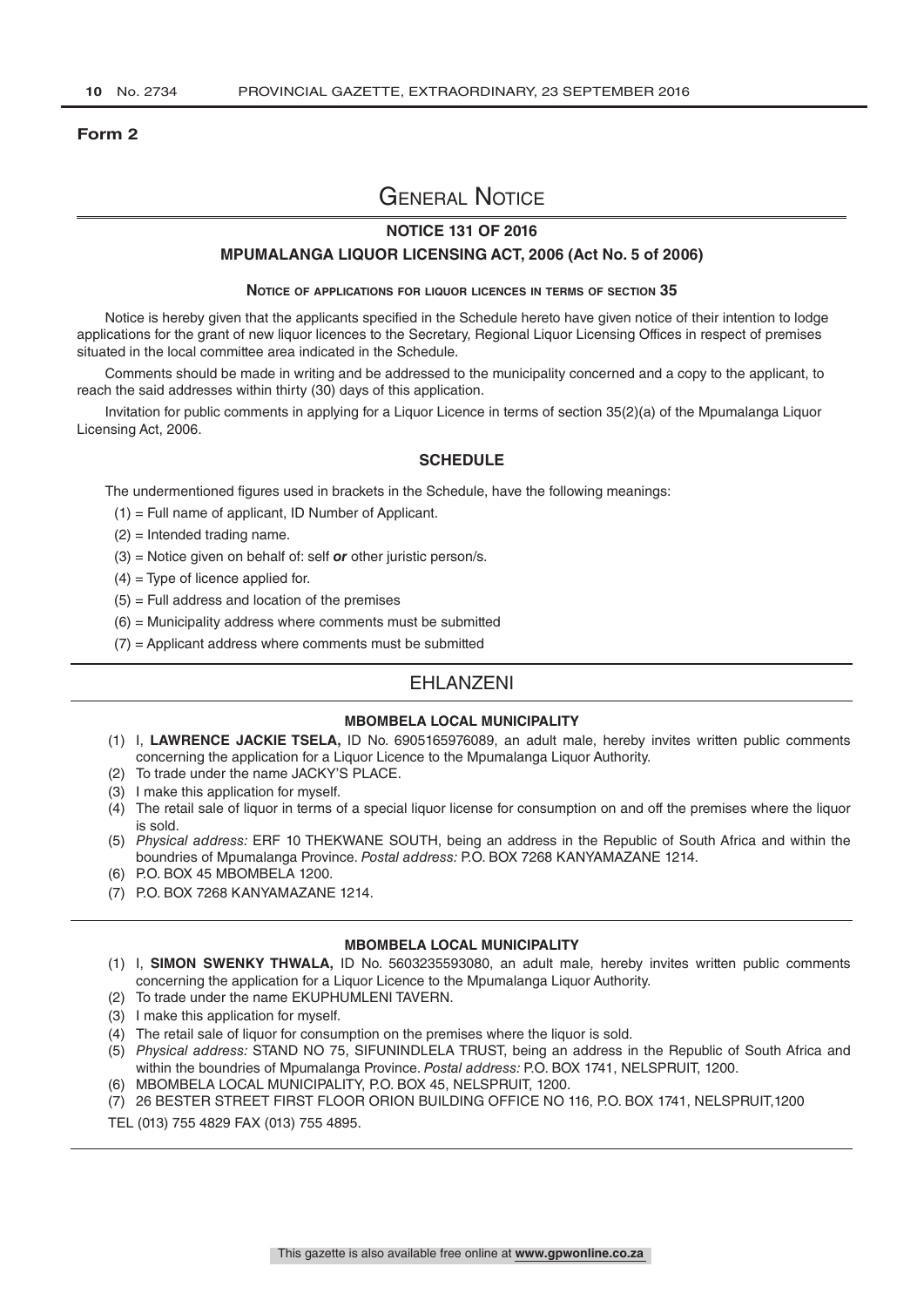**Form 2**

# General Notice

## NOTICE 131 OF 2016

## MPUMALANGA LIQUOR LICENSING ACT, 2006 (Act No. 5 of 2006)

### Notice of applications for liquor licences in terms of section 35

Notice is hereby given that the applicants specified in the Schedule hereto have given notice of their intention to lodge applications for the grant of new liquor licences to the Secretary, Regional Liquor Licensing Offices in respect of premises situated in the local committee area indicated in the Schedule.

Comments should be made in writing and be addressed to the municipality concerned and a copy to the applicant, to reach the said addresses within thirty (30) days of this application.

Invitation for public comments in applying for a Liquor Licence in terms of section 35(2)(a) of the Mpumalanga Liquor Licensing Act, 2006.

### SCHEDULE

The undermentioned figures used in brackets in the Schedule, have the following meanings:

(1) = Full name of applicant, ID Number of Applicant.

(2) = Intended trading name.

(3) = Notice given on behalf of: self ***or*** other juristic person/s.

(4) = Type of licence applied for.

(5) = Full address and location of the premises

(6) = Municipality address where comments must be submitted

(7) = Applicant address where comments must be submitted

## EHLANZENI

#### MBOMBELA LOCAL MUNICIPALITY

(1) I, **LAWRENCE JACKIE TSELA,** ID No. 6905165976089, an adult male, hereby invites written public comments concerning the application for a Liquor Licence to the Mpumalanga Liquor Authority.

(2) To trade under the name JACKY'S PLACE.

(3) I make this application for myself.

(4) The retail sale of liquor in terms of a special liquor license for consumption on and off the premises where the liquor is sold.

(5) *Physical address:* ERF 10 THEKWANE SOUTH, being an address in the Republic of South Africa and within the boundries of Mpumalanga Province. *Postal address:* P.O. BOX 7268 KANYAMAZANE 1214.

(6) P.O. BOX 45 MBOMBELA 1200.

(7) P.O. BOX 7268 KANYAMAZANE 1214.

#### MBOMBELA LOCAL MUNICIPALITY

(1) I, **SIMON SWENKY THWALA,** ID No. 5603235593080, an adult male, hereby invites written public comments concerning the application for a Liquor Licence to the Mpumalanga Liquor Authority.

(2) To trade under the name EKUPHUMLENI TAVERN.

(3) I make this application for myself.

(4) The retail sale of liquor for consumption on the premises where the liquor is sold.

(5) *Physical address:* STAND NO 75, SIFUNINDLELA TRUST, being an address in the Republic of South Africa and within the boundries of Mpumalanga Province. *Postal address:* P.O. BOX 1741, NELSPRUIT, 1200.

(6) MBOMBELA LOCAL MUNICIPALITY, P.O. BOX 45, NELSPRUIT, 1200.

(7) 26 BESTER STREET FIRST FLOOR ORION BUILDING OFFICE NO 116, P.O. BOX 1741, NELSPRUIT,1200

TEL (013) 755 4829 FAX (013) 755 4895.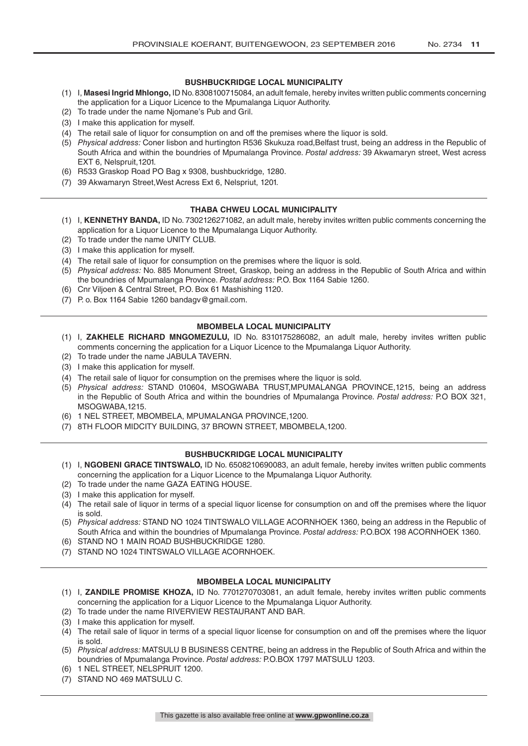### BUSHBUCKRIDGE LOCAL MUNICIPALITY

(1) I, **Masesi Ingrid Mhlongo,** ID No. 8308100715084, an adult female, hereby invites written public comments concerning the application for a Liquor Licence to the Mpumalanga Liquor Authority.
(2) To trade under the name Njomane's Pub and Gril.
(3) I make this application for myself.
(4) The retail sale of liquor for consumption on and off the premises where the liquor is sold.
(5) *Physical address:* Coner lisbon and hurtington R536 Skukuza road,Belfast trust, being an address in the Republic of South Africa and within the boundries of Mpumalanga Province. *Postal address:* 39 Akwamaryn street, West acress EXT 6, Nelspruit,1201.
(6) R533 Graskop Road PO Bag x 9308, bushbuckridge, 1280.
(7) 39 Akwamaryn Street,West Acress Ext 6, Nelspriut, 1201.

### THABA CHWEU LOCAL MUNICIPALITY

(1) I, **KENNETHY BANDA,** ID No. 7302126271082, an adult male, hereby invites written public comments concerning the application for a Liquor Licence to the Mpumalanga Liquor Authority.
(2) To trade under the name UNITY CLUB.
(3) I make this application for myself.
(4) The retail sale of liquor for consumption on the premises where the liquor is sold.
(5) *Physical address:* No. 885 Monument Street, Graskop, being an address in the Republic of South Africa and within the boundries of Mpumalanga Province. *Postal address:* P.O. Box 1164 Sabie 1260.
(6) Cnr Viljoen & Central Street, P.O. Box 61 Mashishing 1120.
(7) P. o. Box 1164 Sabie 1260 bandagv@gmail.com.

### MBOMBELA LOCAL MUNICIPALITY

(1) I, **ZAKHELE RICHARD MNGOMEZULU,** ID No. 8310175286082, an adult male, hereby invites written public comments concerning the application for a Liquor Licence to the Mpumalanga Liquor Authority.
(2) To trade under the name JABULA TAVERN.
(3) I make this application for myself.
(4) The retail sale of liquor for consumption on the premises where the liquor is sold.
(5) *Physical address:* STAND 010604, MSOGWABA TRUST,MPUMALANGA PROVINCE,1215, being an address in the Republic of South Africa and within the boundries of Mpumalanga Province. *Postal address:* P.O BOX 321, MSOGWABA,1215.
(6) 1 NEL STREET, MBOMBELA, MPUMALANGA PROVINCE,1200.
(7) 8TH FLOOR MIDCITY BUILDING, 37 BROWN STREET, MBOMBELA,1200.

### BUSHBUCKRIDGE LOCAL MUNICIPALITY

(1) I, **NGOBENI GRACE TINTSWALO,** ID No. 6508210690083, an adult female, hereby invites written public comments concerning the application for a Liquor Licence to the Mpumalanga Liquor Authority.
(2) To trade under the name GAZA EATING HOUSE.
(3) I make this application for myself.
(4) The retail sale of liquor in terms of a special liquor license for consumption on and off the premises where the liquor is sold.
(5) *Physical address:* STAND NO 1024 TINTSWALO VILLAGE ACORNHOEK 1360, being an address in the Republic of South Africa and within the boundries of Mpumalanga Province. *Postal address:* P.O.BOX 198 ACORNHOEK 1360.
(6) STAND NO 1 MAIN ROAD BUSHBUCKRIDGE 1280.
(7) STAND NO 1024 TINTSWALO VILLAGE ACORNHOEK.

### MBOMBELA LOCAL MUNICIPALITY

(1) I, **ZANDILE PROMISE KHOZA,** ID No. 7701270703081, an adult female, hereby invites written public comments concerning the application for a Liquor Licence to the Mpumalanga Liquor Authority.
(2) To trade under the name RIVERVIEW RESTAURANT AND BAR.
(3) I make this application for myself.
(4) The retail sale of liquor in terms of a special liquor license for consumption on and off the premises where the liquor is sold.
(5) *Physical address:* MATSULU B BUSINESS CENTRE, being an address in the Republic of South Africa and within the boundries of Mpumalanga Province. *Postal address:* P.O.BOX 1797 MATSULU 1203.
(6) 1 NEL STREET, NELSPRUIT 1200.
(7) STAND NO 469 MATSULU C.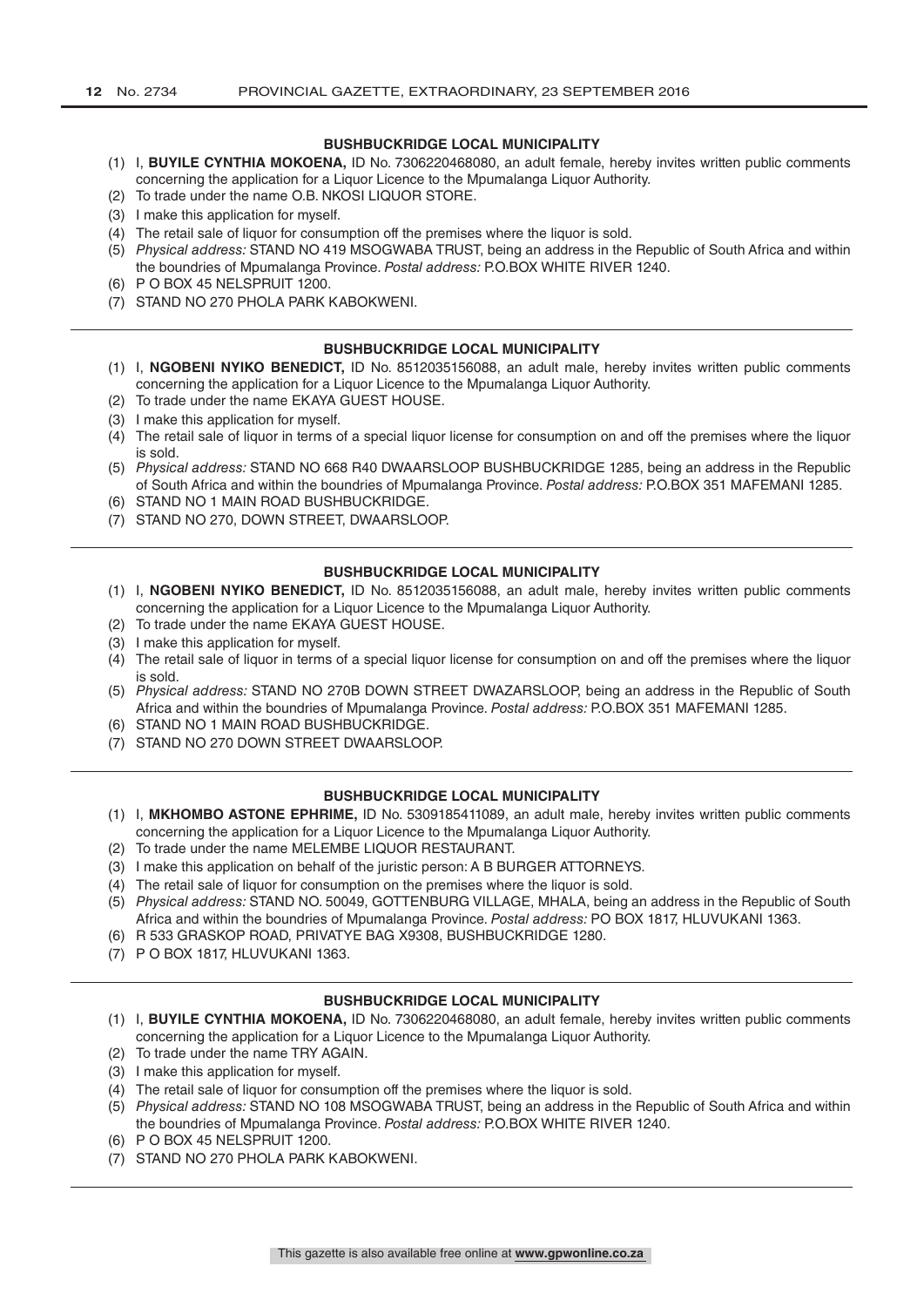### BUSHBUCKRIDGE LOCAL MUNICIPALITY

(1) I, **BUYILE CYNTHIA MOKOENA,** ID No. 7306220468080, an adult female, hereby invites written public comments concerning the application for a Liquor Licence to the Mpumalanga Liquor Authority.
(2) To trade under the name O.B. NKOSI LIQUOR STORE.
(3) I make this application for myself.
(4) The retail sale of liquor for consumption off the premises where the liquor is sold.
(5) *Physical address:* STAND NO 419 MSOGWABA TRUST, being an address in the Republic of South Africa and within the boundries of Mpumalanga Province. *Postal address:* P.O.BOX WHITE RIVER 1240.
(6) P O BOX 45 NELSPRUIT 1200.
(7) STAND NO 270 PHOLA PARK KABOKWENI.

---

### BUSHBUCKRIDGE LOCAL MUNICIPALITY

(1) I, **NGOBENI NYIKO BENEDICT,** ID No. 8512035156088, an adult male, hereby invites written public comments concerning the application for a Liquor Licence to the Mpumalanga Liquor Authority.
(2) To trade under the name EKAYA GUEST HOUSE.
(3) I make this application for myself.
(4) The retail sale of liquor in terms of a special liquor license for consumption on and off the premises where the liquor is sold.
(5) *Physical address:* STAND NO 668 R40 DWAARSLOOP BUSHBUCKRIDGE 1285, being an address in the Republic of South Africa and within the boundries of Mpumalanga Province. *Postal address:* P.O.BOX 351 MAFEMANI 1285.
(6) STAND NO 1 MAIN ROAD BUSHBUCKRIDGE.
(7) STAND NO 270, DOWN STREET, DWAARSLOOP.

---

### BUSHBUCKRIDGE LOCAL MUNICIPALITY

(1) I, **NGOBENI NYIKO BENEDICT,** ID No. 8512035156088, an adult male, hereby invites written public comments concerning the application for a Liquor Licence to the Mpumalanga Liquor Authority.
(2) To trade under the name EKAYA GUEST HOUSE.
(3) I make this application for myself.
(4) The retail sale of liquor in terms of a special liquor license for consumption on and off the premises where the liquor is sold.
(5) *Physical address:* STAND NO 270B DOWN STREET DWAZARSLOOP, being an address in the Republic of South Africa and within the boundries of Mpumalanga Province. *Postal address:* P.O.BOX 351 MAFEMANI 1285.
(6) STAND NO 1 MAIN ROAD BUSHBUCKRIDGE.
(7) STAND NO 270 DOWN STREET DWAARSLOOP.

---

### BUSHBUCKRIDGE LOCAL MUNICIPALITY

(1) I, **MKHOMBO ASTONE EPHRIME,** ID No. 5309185411089, an adult male, hereby invites written public comments concerning the application for a Liquor Licence to the Mpumalanga Liquor Authority.
(2) To trade under the name MELEMBE LIQUOR RESTAURANT.
(3) I make this application on behalf of the juristic person: A B BURGER ATTORNEYS.
(4) The retail sale of liquor for consumption on the premises where the liquor is sold.
(5) *Physical address:* STAND NO. 50049, GOTTENBURG VILLAGE, MHALA, being an address in the Republic of South Africa and within the boundries of Mpumalanga Province. *Postal address:* PO BOX 1817, HLUVUKANI 1363.
(6) R 533 GRASKOP ROAD, PRIVATYE BAG X9308, BUSHBUCKRIDGE 1280.
(7) P O BOX 1817, HLUVUKANI 1363.

---

### BUSHBUCKRIDGE LOCAL MUNICIPALITY

(1) I, **BUYILE CYNTHIA MOKOENA,** ID No. 7306220468080, an adult female, hereby invites written public comments concerning the application for a Liquor Licence to the Mpumalanga Liquor Authority.
(2) To trade under the name TRY AGAIN.
(3) I make this application for myself.
(4) The retail sale of liquor for consumption off the premises where the liquor is sold.
(5) *Physical address:* STAND NO 108 MSOGWABA TRUST, being an address in the Republic of South Africa and within the boundries of Mpumalanga Province. *Postal address:* P.O.BOX WHITE RIVER 1240.
(6) P O BOX 45 NELSPRUIT 1200.
(7) STAND NO 270 PHOLA PARK KABOKWENI.

---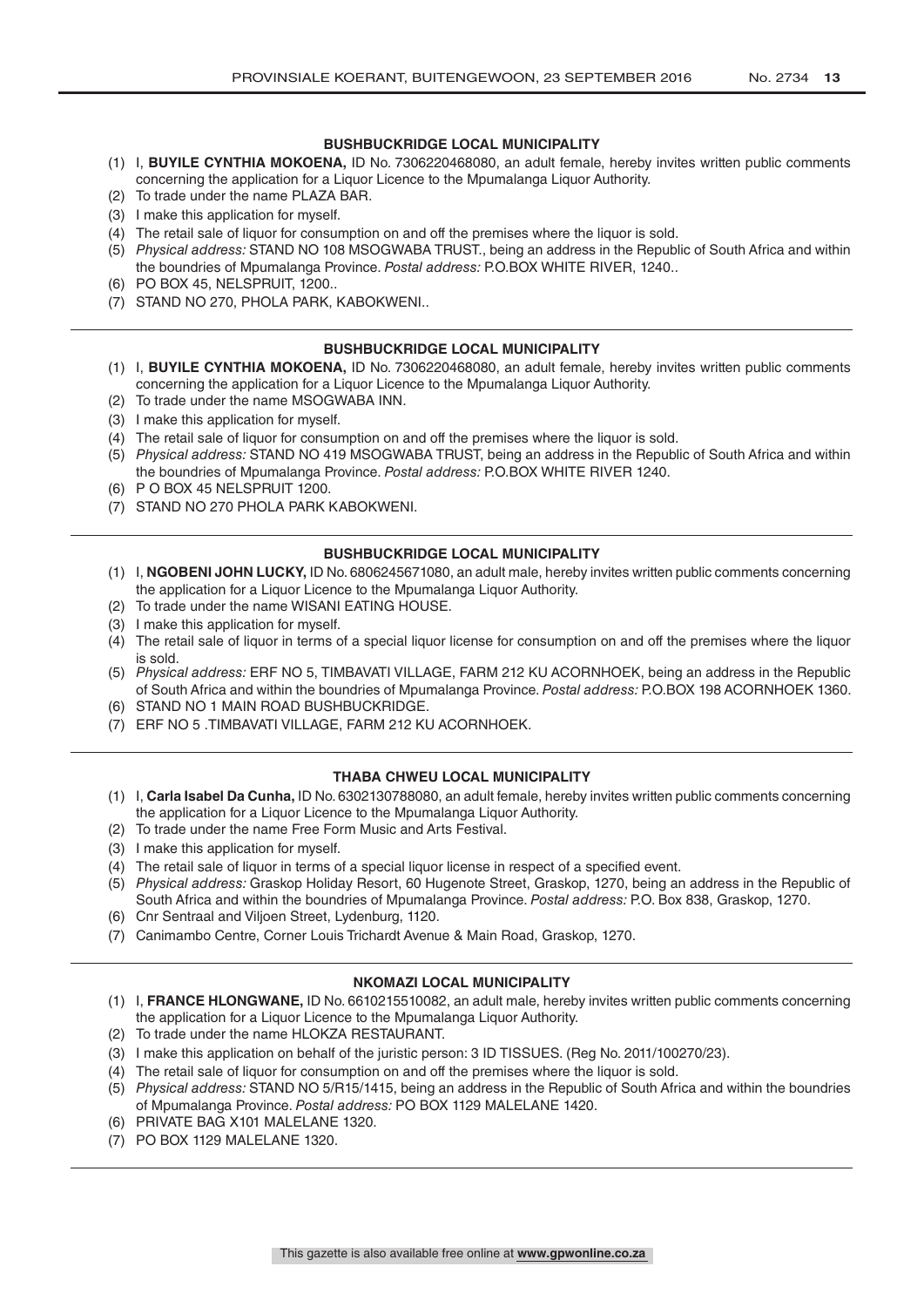### BUSHBUCKRIDGE LOCAL MUNICIPALITY

(1) I, **BUYILE CYNTHIA MOKOENA,** ID No. 7306220468080, an adult female, hereby invites written public comments concerning the application for a Liquor Licence to the Mpumalanga Liquor Authority.
(2) To trade under the name PLAZA BAR.
(3) I make this application for myself.
(4) The retail sale of liquor for consumption on and off the premises where the liquor is sold.
(5) *Physical address:* STAND NO 108 MSOGWABA TRUST., being an address in the Republic of South Africa and within the boundries of Mpumalanga Province. *Postal address:* P.O.BOX WHITE RIVER, 1240..
(6) PO BOX 45, NELSPRUIT, 1200..
(7) STAND NO 270, PHOLA PARK, KABOKWENI..

---

### BUSHBUCKRIDGE LOCAL MUNICIPALITY

(1) I, **BUYILE CYNTHIA MOKOENA,** ID No. 7306220468080, an adult female, hereby invites written public comments concerning the application for a Liquor Licence to the Mpumalanga Liquor Authority.
(2) To trade under the name MSOGWABA INN.
(3) I make this application for myself.
(4) The retail sale of liquor for consumption on and off the premises where the liquor is sold.
(5) *Physical address:* STAND NO 419 MSOGWABA TRUST, being an address in the Republic of South Africa and within the boundries of Mpumalanga Province. *Postal address:* P.O.BOX WHITE RIVER 1240.
(6) P O BOX 45 NELSPRUIT 1200.
(7) STAND NO 270 PHOLA PARK KABOKWENI.

---

### BUSHBUCKRIDGE LOCAL MUNICIPALITY

(1) I, **NGOBENI JOHN LUCKY,** ID No. 6806245671080, an adult male, hereby invites written public comments concerning the application for a Liquor Licence to the Mpumalanga Liquor Authority.
(2) To trade under the name WISANI EATING HOUSE.
(3) I make this application for myself.
(4) The retail sale of liquor in terms of a special liquor license for consumption on and off the premises where the liquor is sold.
(5) *Physical address:* ERF NO 5, TIMBAVATI VILLAGE, FARM 212 KU ACORNHOEK, being an address in the Republic of South Africa and within the boundries of Mpumalanga Province. *Postal address:* P.O.BOX 198 ACORNHOEK 1360.
(6) STAND NO 1 MAIN ROAD BUSHBUCKRIDGE.
(7) ERF NO 5 .TIMBAVATI VILLAGE, FARM 212 KU ACORNHOEK.

---

### THABA CHWEU LOCAL MUNICIPALITY

(1) I, **Carla Isabel Da Cunha,** ID No. 6302130788080, an adult female, hereby invites written public comments concerning the application for a Liquor Licence to the Mpumalanga Liquor Authority.
(2) To trade under the name Free Form Music and Arts Festival.
(3) I make this application for myself.
(4) The retail sale of liquor in terms of a special liquor license in respect of a specified event.
(5) *Physical address:* Graskop Holiday Resort, 60 Hugenote Street, Graskop, 1270, being an address in the Republic of South Africa and within the boundries of Mpumalanga Province. *Postal address:* P.O. Box 838, Graskop, 1270.
(6) Cnr Sentraal and Viljoen Street, Lydenburg, 1120.
(7) Canimambo Centre, Corner Louis Trichardt Avenue & Main Road, Graskop, 1270.

---

### NKOMAZI LOCAL MUNICIPALITY

(1) I, **FRANCE HLONGWANE,** ID No. 6610215510082, an adult male, hereby invites written public comments concerning the application for a Liquor Licence to the Mpumalanga Liquor Authority.
(2) To trade under the name HLOKZA RESTAURANT.
(3) I make this application on behalf of the juristic person: 3 ID TISSUES. (Reg No. 2011/100270/23).
(4) The retail sale of liquor for consumption on and off the premises where the liquor is sold.
(5) *Physical address:* STAND NO 5/R15/1415, being an address in the Republic of South Africa and within the boundries of Mpumalanga Province. *Postal address:* PO BOX 1129 MALELANE 1420.
(6) PRIVATE BAG X101 MALELANE 1320.
(7) PO BOX 1129 MALELANE 1320.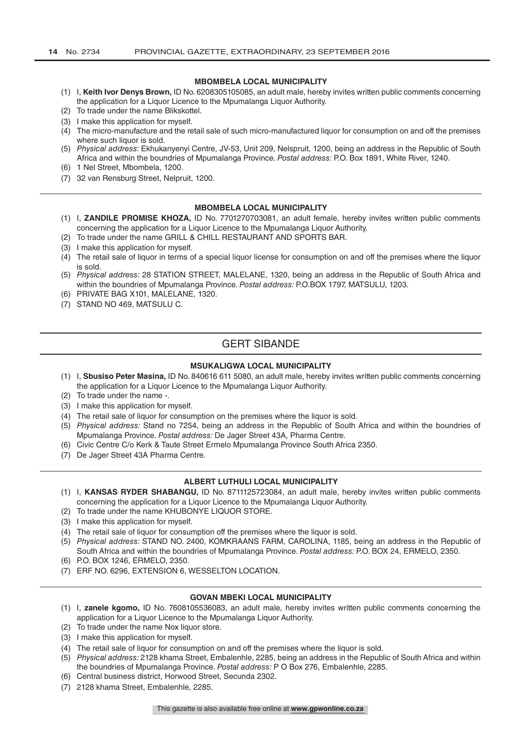### MBOMBELA LOCAL MUNICIPALITY

(1) I, **Keith Ivor Denys Brown,** ID No. 6208305105085, an adult male, hereby invites written public comments concerning the application for a Liquor Licence to the Mpumalanga Liquor Authority.
(2) To trade under the name Blikskottel.
(3) I make this application for myself.
(4) The micro-manufacture and the retail sale of such micro-manufactured liquor for consumption on and off the premises where such liquor is sold.
(5) *Physical address:* Ekhukanyenyi Centre, JV-53, Unit 209, Nelspruit, 1200, being an address in the Republic of South Africa and within the boundries of Mpumalanga Province. *Postal address:* P.O. Box 1891, White River, 1240.
(6) 1 Nel Street, Mbombela, 1200.
(7) 32 van Rensburg Street, Nelpruit, 1200.

---

### MBOMBELA LOCAL MUNICIPALITY

(1) I, **ZANDILE PROMISE KHOZA,** ID No. 7701270703081, an adult female, hereby invites written public comments concerning the application for a Liquor Licence to the Mpumalanga Liquor Authority.
(2) To trade under the name GRILL & CHILL RESTAURANT AND SPORTS BAR.
(3) I make this application for myself.
(4) The retail sale of liquor in terms of a special liquor license for consumption on and off the premises where the liquor is sold.
(5) *Physical address:* 28 STATION STREET, MALELANE, 1320, being an address in the Republic of South Africa and within the boundries of Mpumalanga Province. *Postal address:* P.O.BOX 1797, MATSULU, 1203.
(6) PRIVATE BAG X101, MALELANE, 1320.
(7) STAND NO 469, MATSULU C.

---

## GERT SIBANDE

### MSUKALIGWA LOCAL MUNICIPALITY

(1) I, **Sbusiso Peter Masina,** ID No. 840616 611 5080, an adult male, hereby invites written public comments concerning the application for a Liquor Licence to the Mpumalanga Liquor Authority.
(2) To trade under the name -.
(3) I make this application for myself.
(4) The retail sale of liquor for consumption on the premises where the liquor is sold.
(5) *Physical address:* Stand no 7254, being an address in the Republic of South Africa and within the boundries of Mpumalanga Province. *Postal address:* De Jager Street 43A, Pharma Centre.
(6) Civic Centre C/o Kerk & Taute Street Ermelo Mpumalanga Province South Africa 2350.
(7) De Jager Street 43A Pharma Centre.

---

### ALBERT LUTHULI LOCAL MUNICIPALITY

(1) I, **KANSAS RYDER SHABANGU,** ID No. 8711125723084, an adult male, hereby invites written public comments concerning the application for a Liquor Licence to the Mpumalanga Liquor Authority.
(2) To trade under the name KHUBONYE LIQUOR STORE.
(3) I make this application for myself.
(4) The retail sale of liquor for consumption off the premises where the liquor is sold.
(5) *Physical address:* STAND NO. 2400, KOMKRAANS FARM, CAROLINA, 1185, being an address in the Republic of South Africa and within the boundries of Mpumalanga Province. *Postal address:* P.O. BOX 24, ERMELO, 2350.
(6) P.O. BOX 1246, ERMELO, 2350.
(7) ERF NO. 6296, EXTENSION 6, WESSELTON LOCATION.

---

### GOVAN MBEKI LOCAL MUNICIPALITY

(1) I, **zanele kgomo,** ID No. 7608105536083, an adult male, hereby invites written public comments concerning the application for a Liquor Licence to the Mpumalanga Liquor Authority.
(2) To trade under the name Nox liquor store.
(3) I make this application for myself.
(4) The retail sale of liquor for consumption on and off the premises where the liquor is sold.
(5) *Physical address:* 2128 khama Street, Embalenhle, 2285, being an address in the Republic of South Africa and within the boundries of Mpumalanga Province. *Postal address:* P O Box 276, Embalenhle, 2285.
(6) Central business district, Horwood Street, Secunda 2302.
(7) 2128 khama Street, Embalenhle, 2285.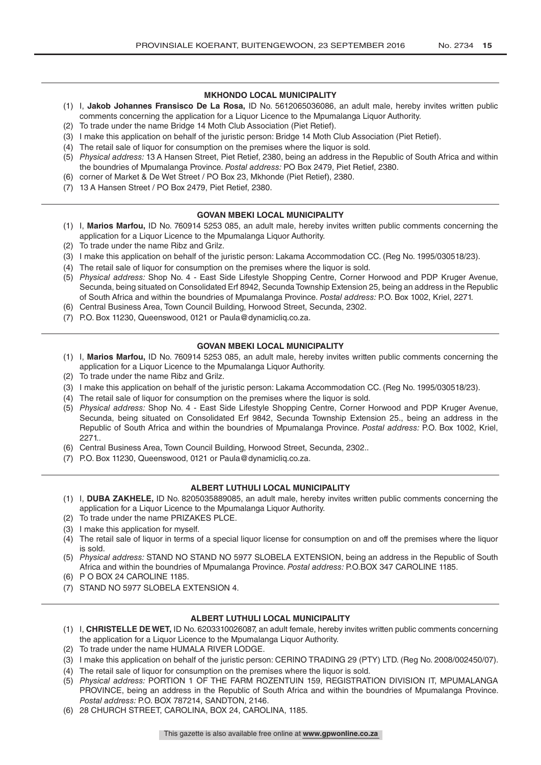#### MKHONDO LOCAL MUNICIPALITY

(1) I, **Jakob Johannes Fransisco De La Rosa,** ID No. 5612065036086, an adult male, hereby invites written public comments concerning the application for a Liquor Licence to the Mpumalanga Liquor Authority.
(2) To trade under the name Bridge 14 Moth Club Association (Piet Retief).
(3) I make this application on behalf of the juristic person: Bridge 14 Moth Club Association (Piet Retief).
(4) The retail sale of liquor for consumption on the premises where the liquor is sold.
(5) *Physical address:* 13 A Hansen Street, Piet Retief, 2380, being an address in the Republic of South Africa and within the boundries of Mpumalanga Province. *Postal address:* PO Box 2479, Piet Retief, 2380.
(6) corner of Market & De Wet Street / PO Box 23, Mkhonde (Piet Retief), 2380.
(7) 13 A Hansen Street / PO Box 2479, Piet Retief, 2380.

#### GOVAN MBEKI LOCAL MUNICIPALITY

(1) I, **Marios Marfou,** ID No. 760914 5253 085, an adult male, hereby invites written public comments concerning the application for a Liquor Licence to the Mpumalanga Liquor Authority.
(2) To trade under the name Ribz and Grilz.
(3) I make this application on behalf of the juristic person: Lakama Accommodation CC. (Reg No. 1995/030518/23).
(4) The retail sale of liquor for consumption on the premises where the liquor is sold.
(5) *Physical address:* Shop No. 4 - East Side Lifestyle Shopping Centre, Corner Horwood and PDP Kruger Avenue, Secunda, being situated on Consolidated Erf 8942, Secunda Township Extension 25, being an address in the Republic of South Africa and within the boundries of Mpumalanga Province. *Postal address:* P.O. Box 1002, Kriel, 2271.
(6) Central Business Area, Town Council Building, Horwood Street, Secunda, 2302.
(7) P.O. Box 11230, Queenswood, 0121 or Paula@dynamicliq.co.za.

#### GOVAN MBEKI LOCAL MUNICIPALITY

(1) I, **Marios Marfou,** ID No. 760914 5253 085, an adult male, hereby invites written public comments concerning the application for a Liquor Licence to the Mpumalanga Liquor Authority.
(2) To trade under the name Ribz and Grilz.
(3) I make this application on behalf of the juristic person: Lakama Accommodation CC. (Reg No. 1995/030518/23).
(4) The retail sale of liquor for consumption on the premises where the liquor is sold.
(5) *Physical address:* Shop No. 4 - East Side Lifestyle Shopping Centre, Corner Horwood and PDP Kruger Avenue, Secunda, being situated on Consolidated Erf 9842, Secunda Township Extension 25., being an address in the Republic of South Africa and within the boundries of Mpumalanga Province. *Postal address:* P.O. Box 1002, Kriel, 2271..
(6) Central Business Area, Town Council Building, Horwood Street, Secunda, 2302..
(7) P.O. Box 11230, Queenswood, 0121 or Paula@dynamicliq.co.za.

#### ALBERT LUTHULI LOCAL MUNICIPALITY

(1) I, **DUBA ZAKHELE,** ID No. 8205035889085, an adult male, hereby invites written public comments concerning the application for a Liquor Licence to the Mpumalanga Liquor Authority.
(2) To trade under the name PRIZAKES PLCE.
(3) I make this application for myself.
(4) The retail sale of liquor in terms of a special liquor license for consumption on and off the premises where the liquor is sold.
(5) *Physical address:* STAND NO STAND NO 5977 SLOBELA EXTENSION, being an address in the Republic of South Africa and within the boundries of Mpumalanga Province. *Postal address:* P.O.BOX 347 CAROLINE 1185.
(6) P O BOX 24 CAROLINE 1185.
(7) STAND NO 5977 SLOBELA EXTENSION 4.

#### ALBERT LUTHULI LOCAL MUNICIPALITY

(1) I, **CHRISTELLE DE WET,** ID No. 6203310026087, an adult female, hereby invites written public comments concerning the application for a Liquor Licence to the Mpumalanga Liquor Authority.
(2) To trade under the name HUMALA RIVER LODGE.
(3) I make this application on behalf of the juristic person: CERINO TRADING 29 (PTY) LTD. (Reg No. 2008/002450/07).
(4) The retail sale of liquor for consumption on the premises where the liquor is sold.
(5) *Physical address:* PORTION 1 OF THE FARM ROZENTUIN 159, REGISTRATION DIVISION IT, MPUMALANGA PROVINCE, being an address in the Republic of South Africa and within the boundries of Mpumalanga Province. *Postal address:* P.O. BOX 787214, SANDTON, 2146.
(6) 28 CHURCH STREET, CAROLINA, BOX 24, CAROLINA, 1185.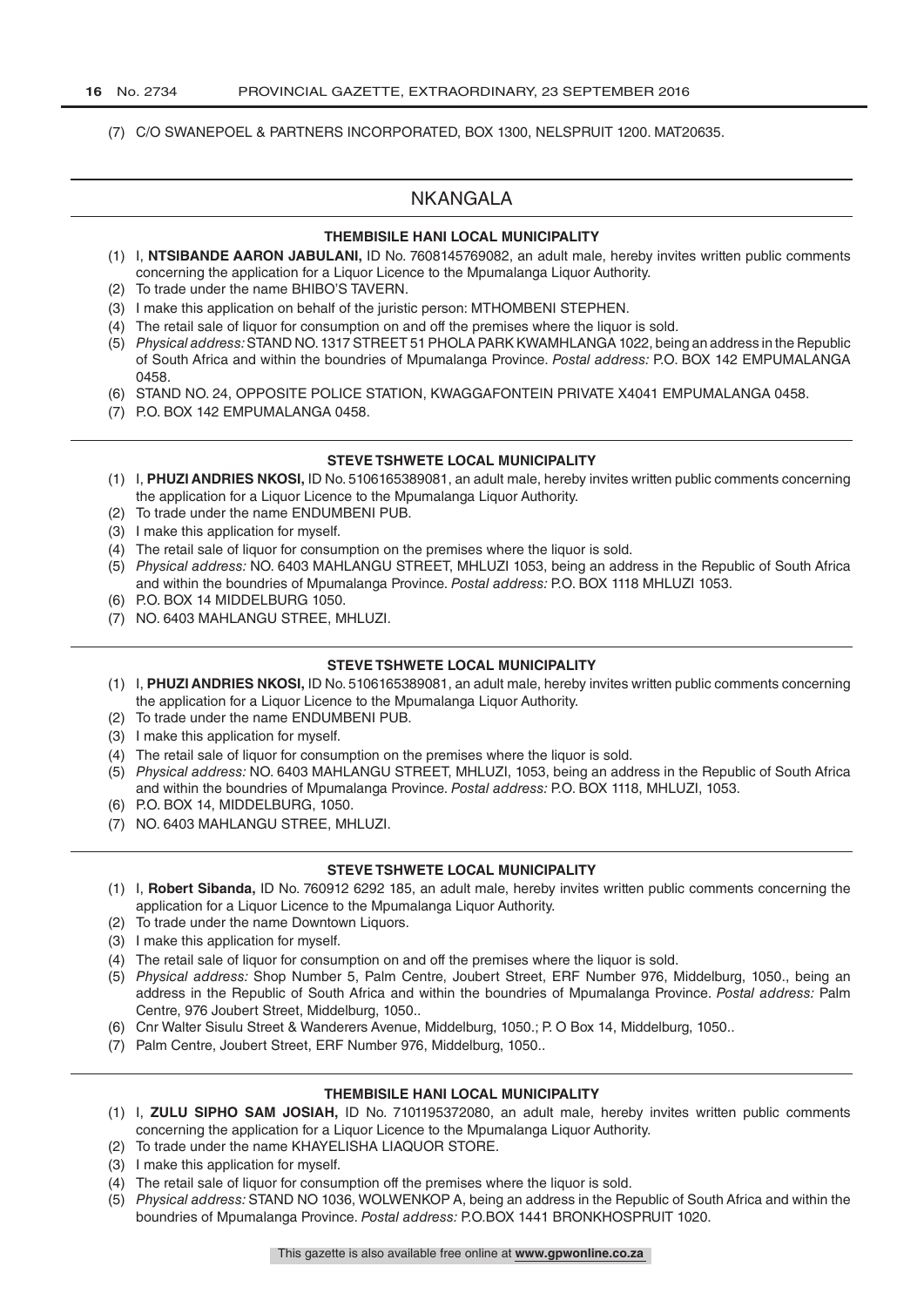(7) C/O SWANEPOEL & PARTNERS INCORPORATED, BOX 1300, NELSPRUIT 1200. MAT20635.

## NKANGALA

### THEMBISILE HANI LOCAL MUNICIPALITY

(1) I, **NTSIBANDE AARON JABULANI,** ID No. 7608145769082, an adult male, hereby invites written public comments concerning the application for a Liquor Licence to the Mpumalanga Liquor Authority.
(2) To trade under the name BHIBO'S TAVERN.
(3) I make this application on behalf of the juristic person: MTHOMBENI STEPHEN.
(4) The retail sale of liquor for consumption on and off the premises where the liquor is sold.
(5) *Physical address:* STAND NO. 1317 STREET 51 PHOLA PARK KWAMHLANGA 1022, being an address in the Republic of South Africa and within the boundries of Mpumalanga Province. *Postal address:* P.O. BOX 142 EMPUMALANGA 0458.
(6) STAND NO. 24, OPPOSITE POLICE STATION, KWAGGAFONTEIN PRIVATE X4041 EMPUMALANGA 0458.
(7) P.O. BOX 142 EMPUMALANGA 0458.

### STEVE TSHWETE LOCAL MUNICIPALITY

(1) I, **PHUZI ANDRIES NKOSI,** ID No. 5106165389081, an adult male, hereby invites written public comments concerning the application for a Liquor Licence to the Mpumalanga Liquor Authority.
(2) To trade under the name ENDUMBENI PUB.
(3) I make this application for myself.
(4) The retail sale of liquor for consumption on the premises where the liquor is sold.
(5) *Physical address:* NO. 6403 MAHLANGU STREET, MHLUZI 1053, being an address in the Republic of South Africa and within the boundries of Mpumalanga Province. *Postal address:* P.O. BOX 1118 MHLUZI 1053.
(6) P.O. BOX 14 MIDDELBURG 1050.
(7) NO. 6403 MAHLANGU STREE, MHLUZI.

### STEVE TSHWETE LOCAL MUNICIPALITY

(1) I, **PHUZI ANDRIES NKOSI,** ID No. 5106165389081, an adult male, hereby invites written public comments concerning the application for a Liquor Licence to the Mpumalanga Liquor Authority.
(2) To trade under the name ENDUMBENI PUB.
(3) I make this application for myself.
(4) The retail sale of liquor for consumption on the premises where the liquor is sold.
(5) *Physical address:* NO. 6403 MAHLANGU STREET, MHLUZI, 1053, being an address in the Republic of South Africa and within the boundries of Mpumalanga Province. *Postal address:* P.O. BOX 1118, MHLUZI, 1053.
(6) P.O. BOX 14, MIDDELBURG, 1050.
(7) NO. 6403 MAHLANGU STREE, MHLUZI.

### STEVE TSHWETE LOCAL MUNICIPALITY

(1) I, **Robert Sibanda,** ID No. 760912 6292 185, an adult male, hereby invites written public comments concerning the application for a Liquor Licence to the Mpumalanga Liquor Authority.
(2) To trade under the name Downtown Liquors.
(3) I make this application for myself.
(4) The retail sale of liquor for consumption on and off the premises where the liquor is sold.
(5) *Physical address:* Shop Number 5, Palm Centre, Joubert Street, ERF Number 976, Middelburg, 1050., being an address in the Republic of South Africa and within the boundries of Mpumalanga Province. *Postal address:* Palm Centre, 976 Joubert Street, Middelburg, 1050..
(6) Cnr Walter Sisulu Street & Wanderers Avenue, Middelburg, 1050.; P. O Box 14, Middelburg, 1050..
(7) Palm Centre, Joubert Street, ERF Number 976, Middelburg, 1050..

### THEMBISILE HANI LOCAL MUNICIPALITY

(1) I, **ZULU SIPHO SAM JOSIAH,** ID No. 7101195372080, an adult male, hereby invites written public comments concerning the application for a Liquor Licence to the Mpumalanga Liquor Authority.
(2) To trade under the name KHAYELISHA LIAQUOR STORE.
(3) I make this application for myself.
(4) The retail sale of liquor for consumption off the premises where the liquor is sold.
(5) *Physical address:* STAND NO 1036, WOLWENKOP A, being an address in the Republic of South Africa and within the boundries of Mpumalanga Province. *Postal address:* P.O.BOX 1441 BRONKHOSPRUIT 1020.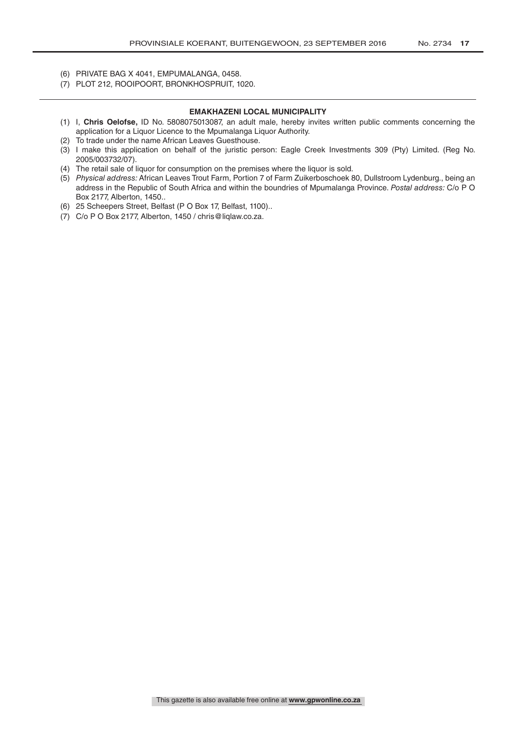(6) PRIVATE BAG X 4041, EMPUMALANGA, 0458.
(7) PLOT 212, ROOIPOORT, BRONKHOSPRUIT, 1020.

---

**EMAKHAZENI LOCAL MUNICIPALITY**

(1) I, **Chris Oelofse,** ID No. 5808075013087, an adult male, hereby invites written public comments concerning the application for a Liquor Licence to the Mpumalanga Liquor Authority.
(2) To trade under the name African Leaves Guesthouse.
(3) I make this application on behalf of the juristic person: Eagle Creek Investments 309 (Pty) Limited. (Reg No. 2005/003732/07).
(4) The retail sale of liquor for consumption on the premises where the liquor is sold.
(5) *Physical address:* African Leaves Trout Farm, Portion 7 of Farm Zuikerboschoek 80, Dullstroom Lydenburg., being an address in the Republic of South Africa and within the boundries of Mpumalanga Province. *Postal address:* C/o P O Box 2177, Alberton, 1450..
(6) 25 Scheepers Street, Belfast (P O Box 17, Belfast, 1100)..
(7) C/o P O Box 2177, Alberton, 1450 / chris@liqlaw.co.za.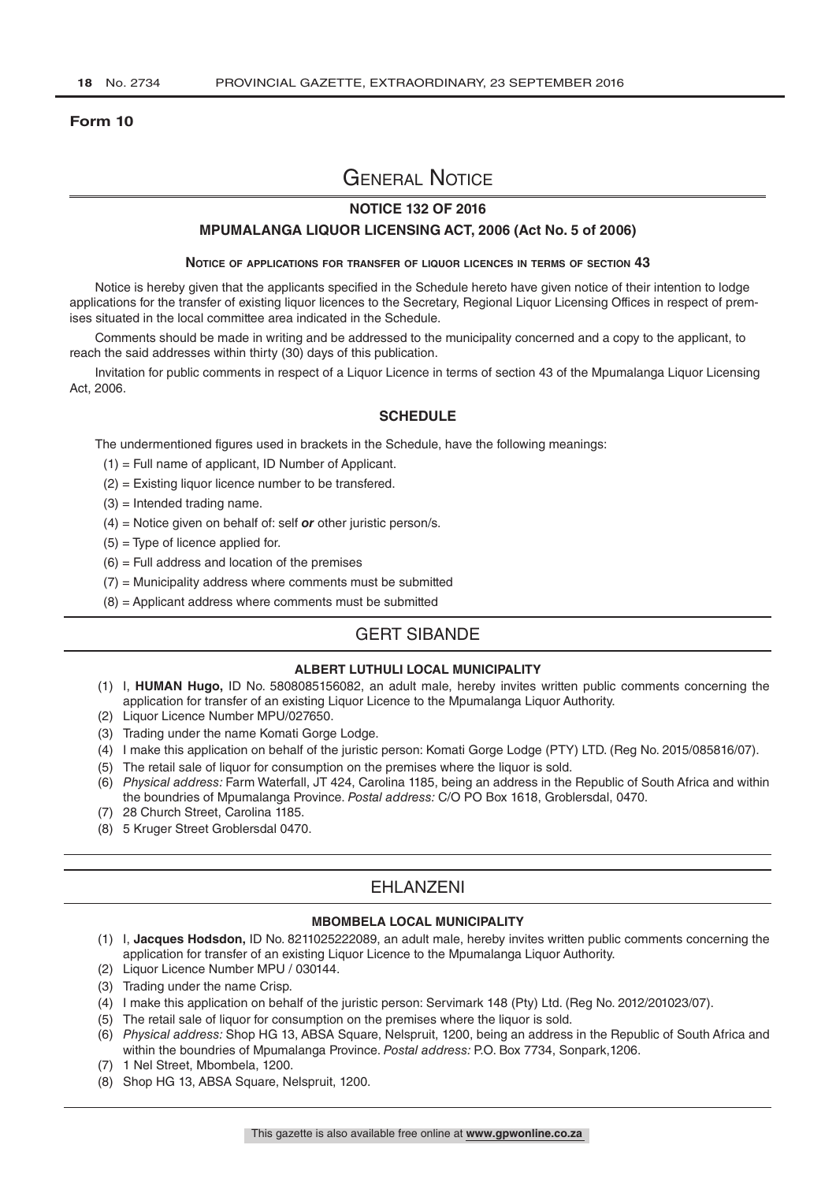**Form 10**

# General Notice

## NOTICE 132 OF 2016

## MPUMALANGA LIQUOR LICENSING ACT, 2006 (Act No. 5 of 2006)

### Notice of applications for transfer of liquor licences in terms of section 43

Notice is hereby given that the applicants specified in the Schedule hereto have given notice of their intention to lodge applications for the transfer of existing liquor licences to the Secretary, Regional Liquor Licensing Offices in respect of premises situated in the local committee area indicated in the Schedule.

Comments should be made in writing and be addressed to the municipality concerned and a copy to the applicant, to reach the said addresses within thirty (30) days of this publication.

Invitation for public comments in respect of a Liquor Licence in terms of section 43 of the Mpumalanga Liquor Licensing Act, 2006.

### SCHEDULE

The undermentioned figures used in brackets in the Schedule, have the following meanings:

(1) = Full name of applicant, ID Number of Applicant.

(2) = Existing liquor licence number to be transfered.

(3) = Intended trading name.

(4) = Notice given on behalf of: self ***or*** other juristic person/s.

(5) = Type of licence applied for.

(6) = Full address and location of the premises

(7) = Municipality address where comments must be submitted

(8) = Applicant address where comments must be submitted

## GERT SIBANDE

### ALBERT LUTHULI LOCAL MUNICIPALITY

(1) I, **HUMAN Hugo,** ID No. 5808085156082, an adult male, hereby invites written public comments concerning the application for transfer of an existing Liquor Licence to the Mpumalanga Liquor Authority.

(2) Liquor Licence Number MPU/027650.

(3) Trading under the name Komati Gorge Lodge.

(4) I make this application on behalf of the juristic person: Komati Gorge Lodge (PTY) LTD. (Reg No. 2015/085816/07).

(5) The retail sale of liquor for consumption on the premises where the liquor is sold.

(6) *Physical address:* Farm Waterfall, JT 424, Carolina 1185, being an address in the Republic of South Africa and within the boundries of Mpumalanga Province. *Postal address:* C/O PO Box 1618, Groblersdal, 0470.

(7) 28 Church Street, Carolina 1185.

(8) 5 Kruger Street Groblersdal 0470.

## EHLANZENI

### MBOMBELA LOCAL MUNICIPALITY

(1) I, **Jacques Hodsdon,** ID No. 8211025222089, an adult male, hereby invites written public comments concerning the application for transfer of an existing Liquor Licence to the Mpumalanga Liquor Authority.

(2) Liquor Licence Number MPU / 030144.

(3) Trading under the name Crisp.

(4) I make this application on behalf of the juristic person: Servimark 148 (Pty) Ltd. (Reg No. 2012/201023/07).

(5) The retail sale of liquor for consumption on the premises where the liquor is sold.

(6) *Physical address:* Shop HG 13, ABSA Square, Nelspruit, 1200, being an address in the Republic of South Africa and within the boundries of Mpumalanga Province. *Postal address:* P.O. Box 7734, Sonpark,1206.

(7) 1 Nel Street, Mbombela, 1200.

(8) Shop HG 13, ABSA Square, Nelspruit, 1200.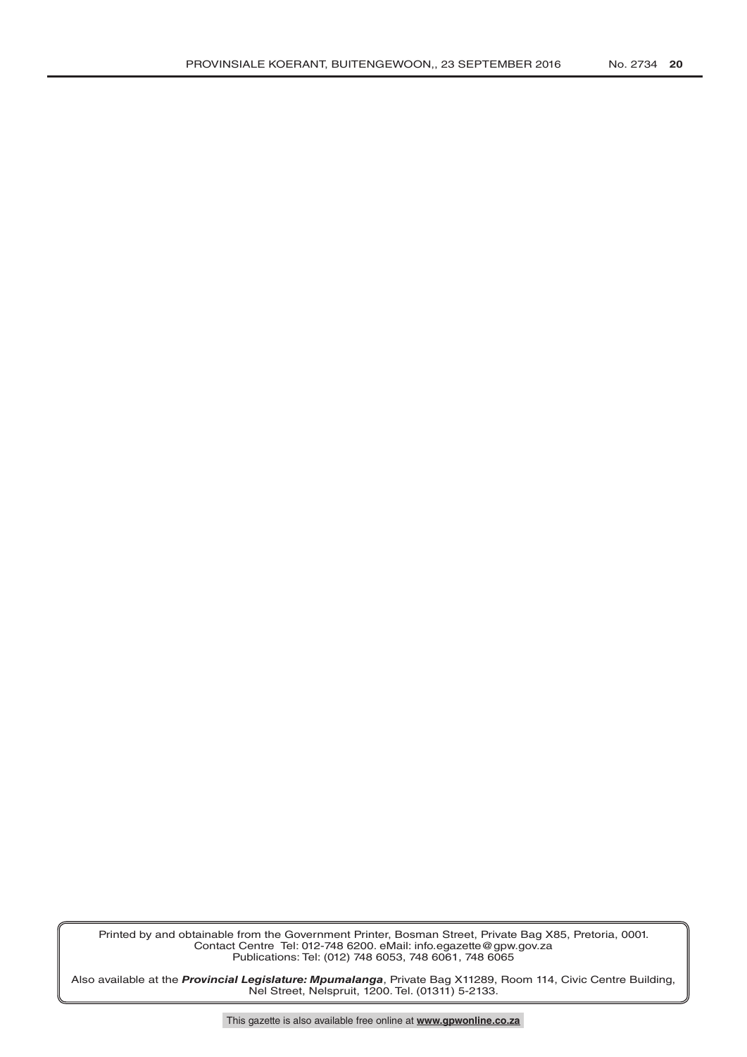Printed by and obtainable from the Government Printer, Bosman Street, Private Bag X85, Pretoria, 0001.
Contact Centre Tel: 012-748 6200. eMail: info.egazette@gpw.gov.za
Publications: Tel: (012) 748 6053, 748 6061, 748 6065

Also available at the ***Provincial Legislature: Mpumalanga***, Private Bag X11289, Room 114, Civic Centre Building, Nel Street, Nelspruit, 1200. Tel. (01311) 5-2133.

This gazette is also available free online at **www.gpwonline.co.za**